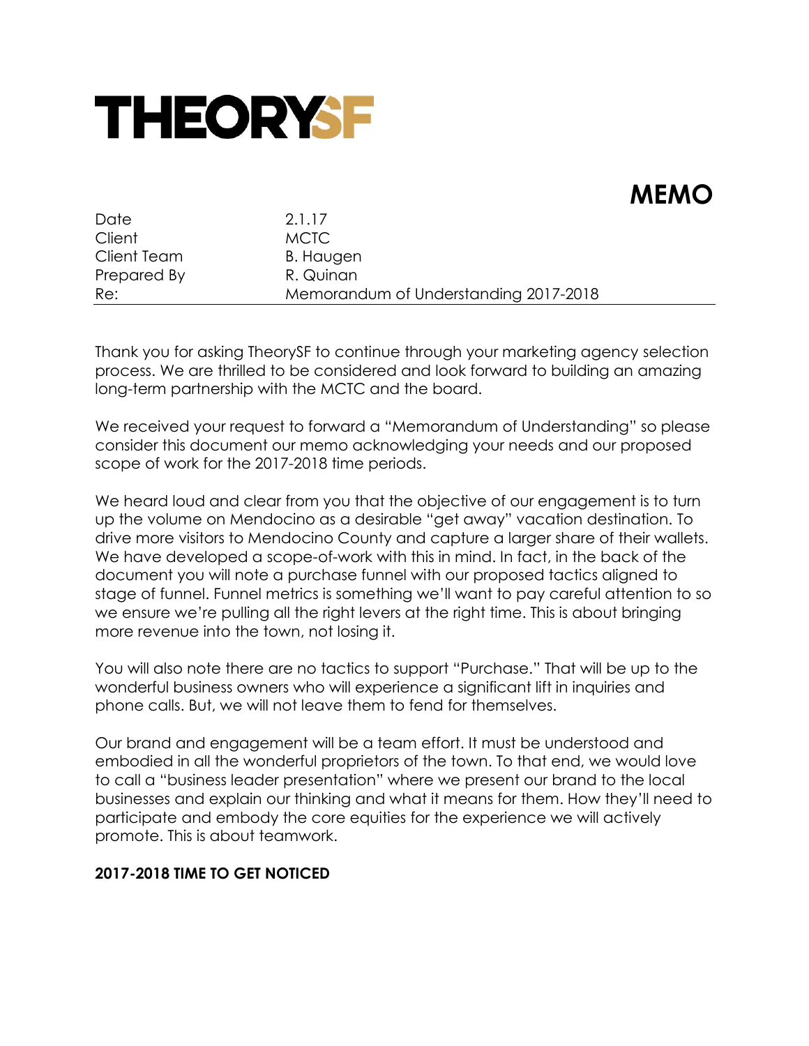# THEORYSF

## MEMO

| | |
|---|---|
| Date | 2.1.17 |
| Client | MCTC |
| Client Team | B. Haugen |
| Prepared By | R. Quinan |
| Re: | Memorandum of Understanding 2017-2018 |

Thank you for asking TheorySF to continue through your marketing agency selection process. We are thrilled to be considered and look forward to building an amazing long-term partnership with the MCTC and the board.

We received your request to forward a "Memorandum of Understanding" so please consider this document our memo acknowledging your needs and our proposed scope of work for the 2017-2018 time periods.

We heard loud and clear from you that the objective of our engagement is to turn up the volume on Mendocino as a desirable "get away" vacation destination. To drive more visitors to Mendocino County and capture a larger share of their wallets. We have developed a scope-of-work with this in mind. In fact, in the back of the document you will note a purchase funnel with our proposed tactics aligned to stage of funnel. Funnel metrics is something we'll want to pay careful attention to so we ensure we're pulling all the right levers at the right time. This is about bringing more revenue into the town, not losing it.

You will also note there are no tactics to support "Purchase." That will be up to the wonderful business owners who will experience a significant lift in inquiries and phone calls. But, we will not leave them to fend for themselves.

Our brand and engagement will be a team effort. It must be understood and embodied in all the wonderful proprietors of the town. To that end, we would love to call a "business leader presentation" where we present our brand to the local businesses and explain our thinking and what it means for them. How they'll need to participate and embody the core equities for the experience we will actively promote. This is about teamwork.

**2017-2018 TIME TO GET NOTICED**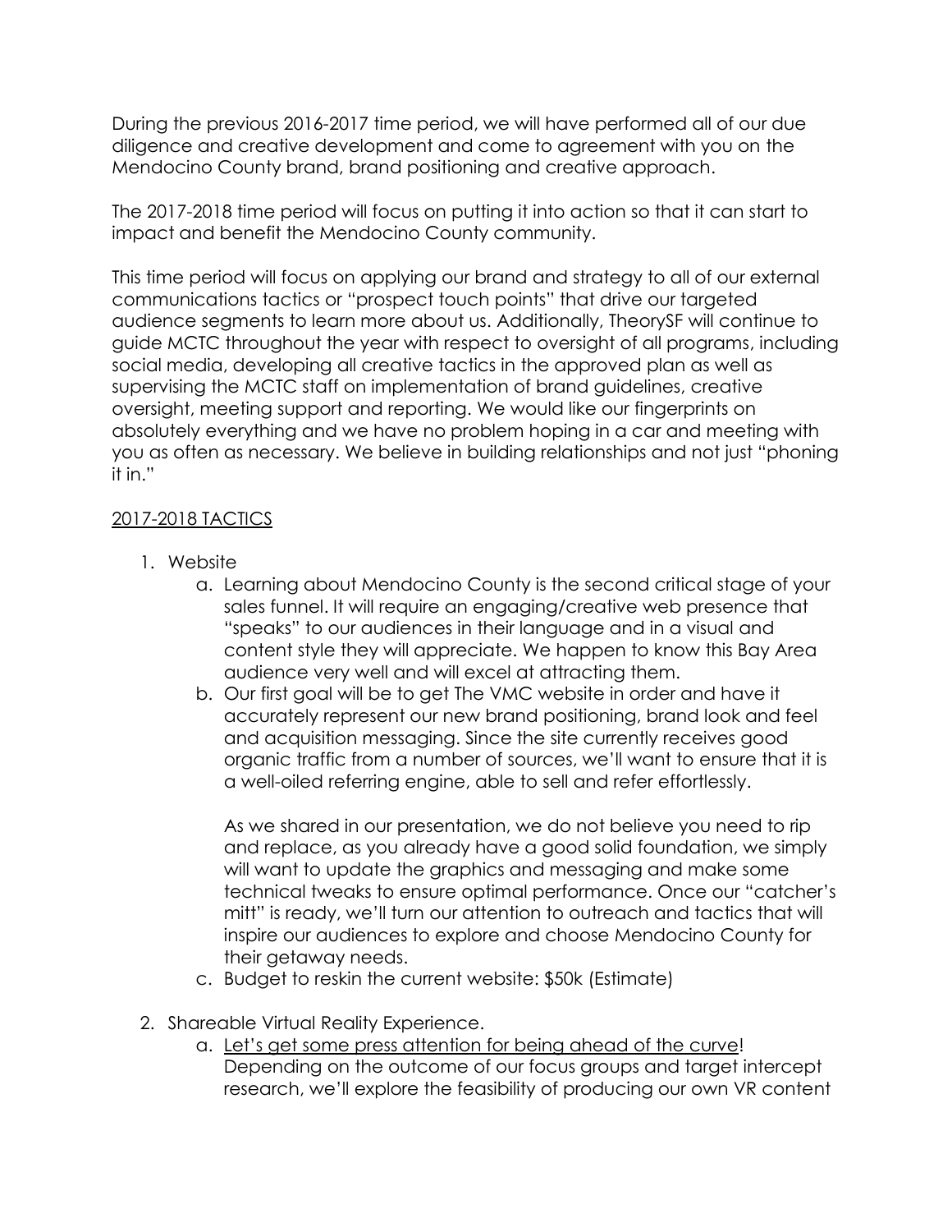During the previous 2016-2017 time period, we will have performed all of our due diligence and creative development and come to agreement with you on the Mendocino County brand, brand positioning and creative approach.

The 2017-2018 time period will focus on putting it into action so that it can start to impact and benefit the Mendocino County community.

This time period will focus on applying our brand and strategy to all of our external communications tactics or "prospect touch points" that drive our targeted audience segments to learn more about us. Additionally, TheorySF will continue to guide MCTC throughout the year with respect to oversight of all programs, including social media, developing all creative tactics in the approved plan as well as supervising the MCTC staff on implementation of brand guidelines, creative oversight, meeting support and reporting. We would like our fingerprints on absolutely everything and we have no problem hoping in a car and meeting with you as often as necessary. We believe in building relationships and not just "phoning it in."

<u>2017-2018 TACTICS</u>

1. Website
   a. Learning about Mendocino County is the second critical stage of your sales funnel. It will require an engaging/creative web presence that "speaks" to our audiences in their language and in a visual and content style they will appreciate. We happen to know this Bay Area audience very well and will excel at attracting them.
   b. Our first goal will be to get The VMC website in order and have it accurately represent our new brand positioning, brand look and feel and acquisition messaging. Since the site currently receives good organic traffic from a number of sources, we'll want to ensure that it is a well-oiled referring engine, able to sell and refer effortlessly.

      As we shared in our presentation, we do not believe you need to rip and replace, as you already have a good solid foundation, we simply will want to update the graphics and messaging and make some technical tweaks to ensure optimal performance. Once our "catcher's mitt" is ready, we'll turn our attention to outreach and tactics that will inspire our audiences to explore and choose Mendocino County for their getaway needs.
   c. Budget to reskin the current website: $50k (Estimate)

2. Shareable Virtual Reality Experience.
   a. <u>Let's get some press attention for being ahead of the curve</u>! Depending on the outcome of our focus groups and target intercept research, we'll explore the feasibility of producing our own VR content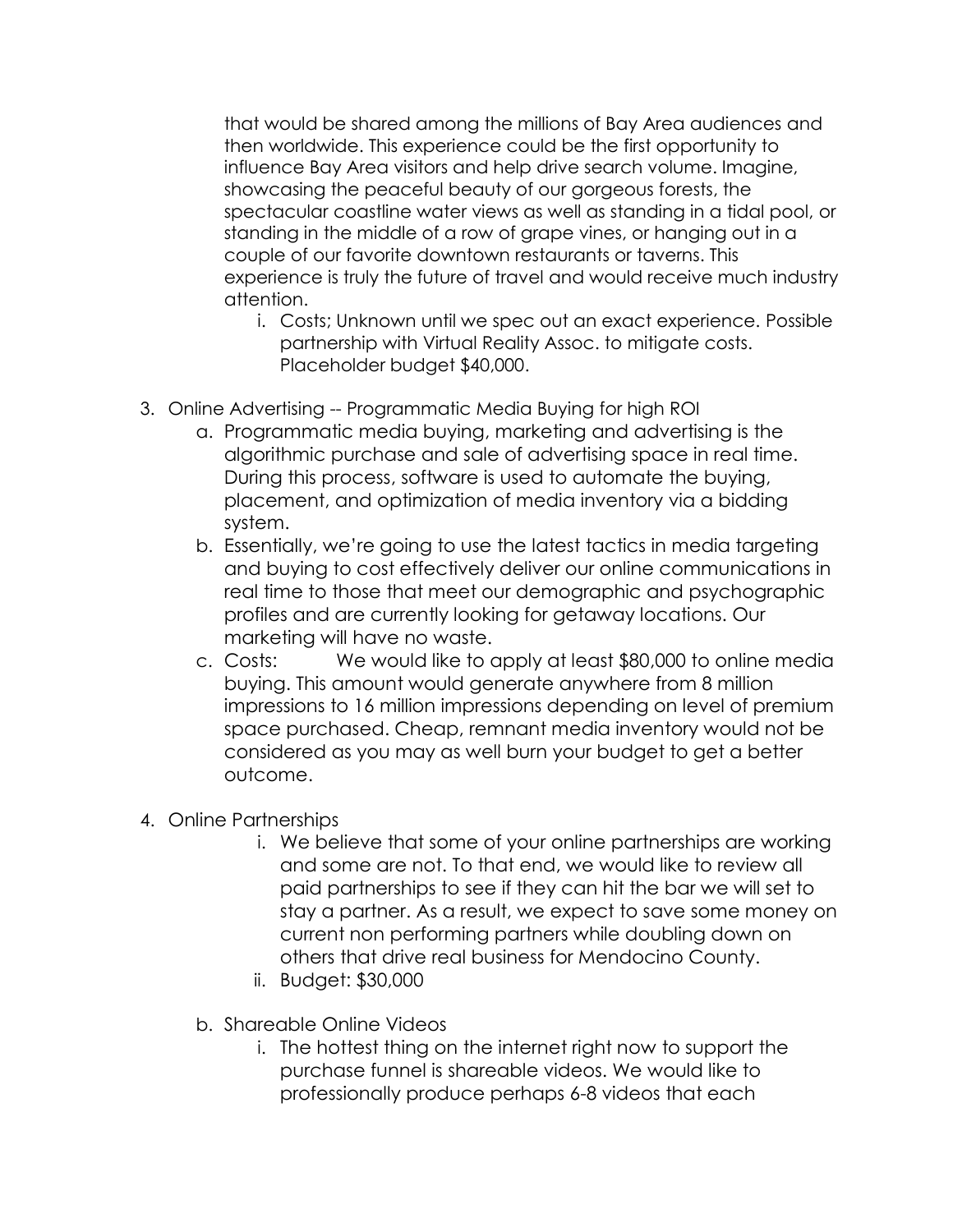that would be shared among the millions of Bay Area audiences and then worldwide. This experience could be the first opportunity to influence Bay Area visitors and help drive search volume. Imagine, showcasing the peaceful beauty of our gorgeous forests, the spectacular coastline water views as well as standing in a tidal pool, or standing in the middle of a row of grape vines, or hanging out in a couple of our favorite downtown restaurants or taverns. This experience is truly the future of travel and would receive much industry attention.

   i. Costs; Unknown until we spec out an exact experience. Possible partnership with Virtual Reality Assoc. to mitigate costs. Placeholder budget $40,000.

3. Online Advertising -- Programmatic Media Buying for high ROI
   a. Programmatic media buying, marketing and advertising is the algorithmic purchase and sale of advertising space in real time. During this process, software is used to automate the buying, placement, and optimization of media inventory via a bidding system.
   b. Essentially, we're going to use the latest tactics in media targeting and buying to cost effectively deliver our online communications in real time to those that meet our demographic and psychographic profiles and are currently looking for getaway locations. Our marketing will have no waste.
   c. Costs: We would like to apply at least $80,000 to online media buying. This amount would generate anywhere from 8 million impressions to 16 million impressions depending on level of premium space purchased. Cheap, remnant media inventory would not be considered as you may as well burn your budget to get a better outcome.

4. Online Partnerships
   i. We believe that some of your online partnerships are working and some are not. To that end, we would like to review all paid partnerships to see if they can hit the bar we will set to stay a partner. As a result, we expect to save some money on current non performing partners while doubling down on others that drive real business for Mendocino County.
   ii. Budget: $30,000

   b. Shareable Online Videos
      i. The hottest thing on the internet right now to support the purchase funnel is shareable videos. We would like to professionally produce perhaps 6-8 videos that each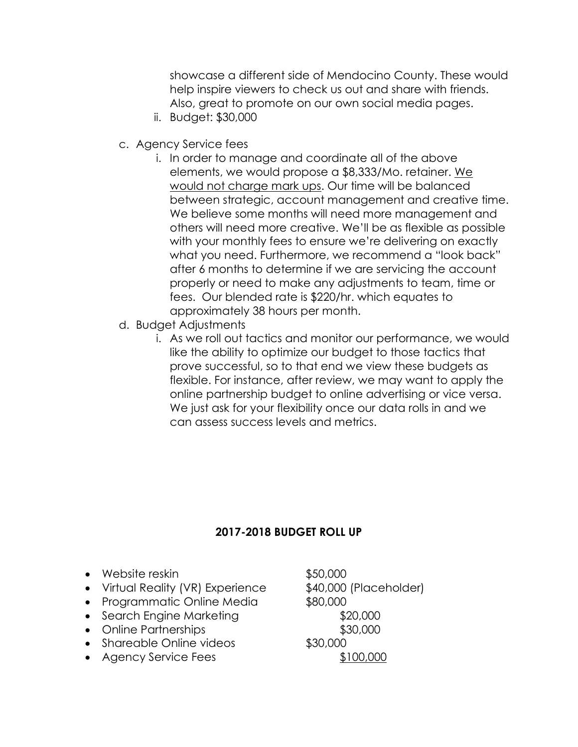showcase a different side of Mendocino County. These would help inspire viewers to check us out and share with friends. Also, great to promote on our own social media pages.

   ii. Budget: $30,000

c. Agency Service fees
   i. In order to manage and coordinate all of the above elements, we would propose a $8,333/Mo. retainer. <u>We would not charge mark ups</u>. Our time will be balanced between strategic, account management and creative time. We believe some months will need more management and others will need more creative. We'll be as flexible as possible with your monthly fees to ensure we're delivering on exactly what you need. Furthermore, we recommend a "look back" after 6 months to determine if we are servicing the account properly or need to make any adjustments to team, time or fees. Our blended rate is $220/hr. which equates to approximately 38 hours per month.

d. Budget Adjustments
   i. As we roll out tactics and monitor our performance, we would like the ability to optimize our budget to those tactics that prove successful, so to that end we view these budgets as flexible. For instance, after review, we may want to apply the online partnership budget to online advertising or vice versa. We just ask for your flexibility once our data rolls in and we can assess success levels and metrics.

**2017-2018 BUDGET ROLL UP**

- Website reskin $50,000
- Virtual Reality (VR) Experience $40,000 (Placeholder)
- Programmatic Online Media $80,000
- Search Engine Marketing $20,000
- Online Partnerships $30,000
- Shareable Online videos $30,000
- Agency Service Fees <u>$100,000</u>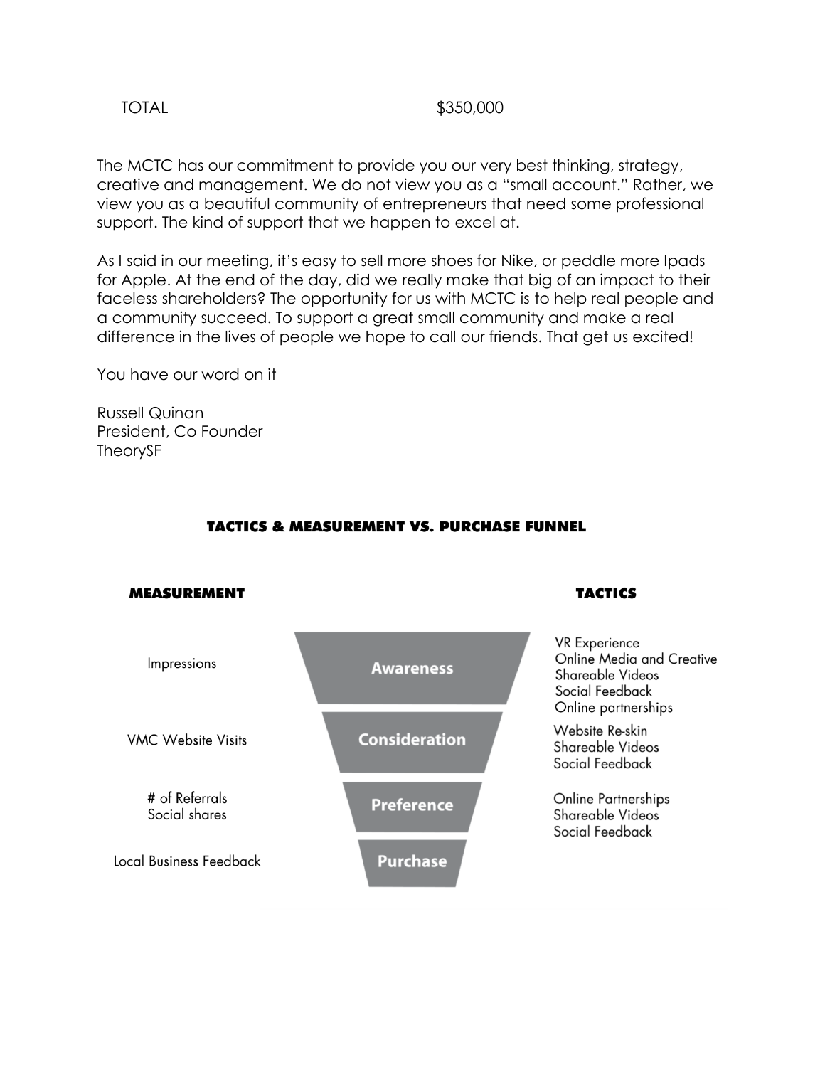TOTAL $350,000

The MCTC has our commitment to provide you our very best thinking, strategy, creative and management. We do not view you as a "small account." Rather, we view you as a beautiful community of entrepreneurs that need some professional support. The kind of support that we happen to excel at.

As I said in our meeting, it's easy to sell more shoes for Nike, or peddle more Ipads for Apple. At the end of the day, did we really make that big of an impact to their faceless shareholders? The opportunity for us with MCTC is to help real people and a community succeed. To support a great small community and make a real difference in the lives of people we hope to call our friends. That get us excited!

You have our word on it

Russell Quinan
President, Co Founder
TheorySF

## TACTICS & MEASUREMENT VS. PURCHASE FUNNEL

MEASUREMENT

TACTICS

Impressions

Awareness

VR Experience
Online Media and Creative
Shareable Videos
Social Feedback
Online partnerships

VMC Website Visits

Consideration

Website Re-skin
Shareable Videos
Social Feedback

# of Referrals
Social shares

Preference

Online Partnerships
Shareable Videos
Social Feedback

Local Business Feedback

Purchase